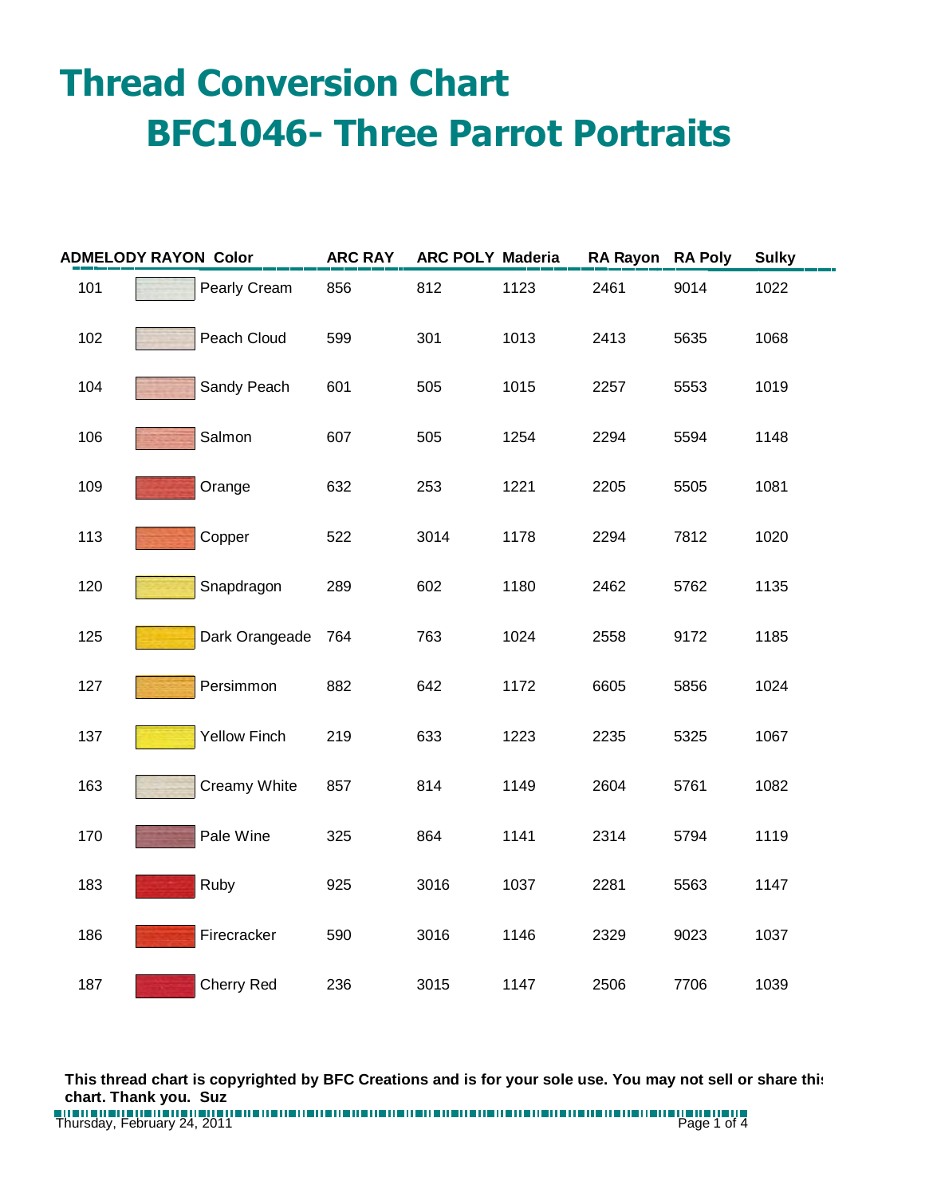# Thread Conversion Chart

## BFC1046- Three Parrot Portraits

| ADMELODY RAYON | Color | ARC RAY | ARC POLY | Maderia | RA Rayon | RA Poly | Sulky |
|---|---|---|---|---|---|---|---|
| 101 | Pearly Cream | 856 | 812 | 1123 | 2461 | 9014 | 1022 |
| 102 | Peach Cloud | 599 | 301 | 1013 | 2413 | 5635 | 1068 |
| 104 | Sandy Peach | 601 | 505 | 1015 | 2257 | 5553 | 1019 |
| 106 | Salmon | 607 | 505 | 1254 | 2294 | 5594 | 1148 |
| 109 | Orange | 632 | 253 | 1221 | 2205 | 5505 | 1081 |
| 113 | Copper | 522 | 3014 | 1178 | 2294 | 7812 | 1020 |
| 120 | Snapdragon | 289 | 602 | 1180 | 2462 | 5762 | 1135 |
| 125 | Dark Orangeade | 764 | 763 | 1024 | 2558 | 9172 | 1185 |
| 127 | Persimmon | 882 | 642 | 1172 | 6605 | 5856 | 1024 |
| 137 | Yellow Finch | 219 | 633 | 1223 | 2235 | 5325 | 1067 |
| 163 | Creamy White | 857 | 814 | 1149 | 2604 | 5761 | 1082 |
| 170 | Pale Wine | 325 | 864 | 1141 | 2314 | 5794 | 1119 |
| 183 | Ruby | 925 | 3016 | 1037 | 2281 | 5563 | 1147 |
| 186 | Firecracker | 590 | 3016 | 1146 | 2329 | 9023 | 1037 |
| 187 | Cherry Red | 236 | 3015 | 1147 | 2506 | 7706 | 1039 |

**This thread chart is copyrighted by BFC Creations and is for your sole use. You may not sell or share this chart. Thank you. Suz**

Thursday, February 24, 2011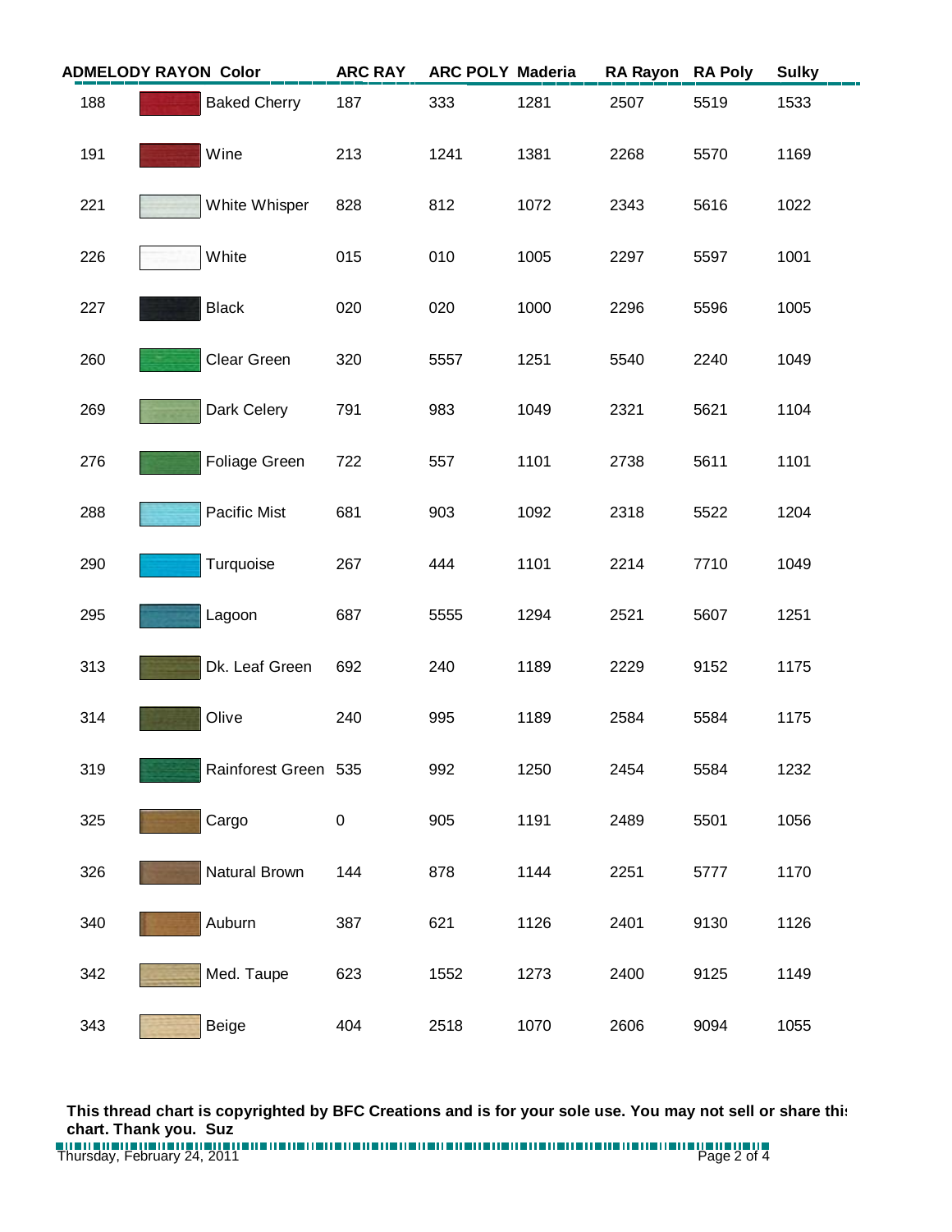| ADMELODY RAYON | Color | ARC RAY | ARC POLY | Maderia | RA Rayon | RA Poly | Sulky |
|---|---|---|---|---|---|---|---|
| 188 | Baked Cherry | 187 | 333 | 1281 | 2507 | 5519 | 1533 |
| 191 | Wine | 213 | 1241 | 1381 | 2268 | 5570 | 1169 |
| 221 | White Whisper | 828 | 812 | 1072 | 2343 | 5616 | 1022 |
| 226 | White | 015 | 010 | 1005 | 2297 | 5597 | 1001 |
| 227 | Black | 020 | 020 | 1000 | 2296 | 5596 | 1005 |
| 260 | Clear Green | 320 | 5557 | 1251 | 5540 | 2240 | 1049 |
| 269 | Dark Celery | 791 | 983 | 1049 | 2321 | 5621 | 1104 |
| 276 | Foliage Green | 722 | 557 | 1101 | 2738 | 5611 | 1101 |
| 288 | Pacific Mist | 681 | 903 | 1092 | 2318 | 5522 | 1204 |
| 290 | Turquoise | 267 | 444 | 1101 | 2214 | 7710 | 1049 |
| 295 | Lagoon | 687 | 5555 | 1294 | 2521 | 5607 | 1251 |
| 313 | Dk. Leaf Green | 692 | 240 | 1189 | 2229 | 9152 | 1175 |
| 314 | Olive | 240 | 995 | 1189 | 2584 | 5584 | 1175 |
| 319 | Rainforest Green | 535 | 992 | 1250 | 2454 | 5584 | 1232 |
| 325 | Cargo | 0 | 905 | 1191 | 2489 | 5501 | 1056 |
| 326 | Natural Brown | 144 | 878 | 1144 | 2251 | 5777 | 1170 |
| 340 | Auburn | 387 | 621 | 1126 | 2401 | 9130 | 1126 |
| 342 | Med. Taupe | 623 | 1552 | 1273 | 2400 | 9125 | 1149 |
| 343 | Beige | 404 | 2518 | 1070 | 2606 | 9094 | 1055 |

**This thread chart is copyrighted by BFC Creations and is for your sole use. You may not sell or share this chart. Thank you. Suz**

Thursday, February 24, 2011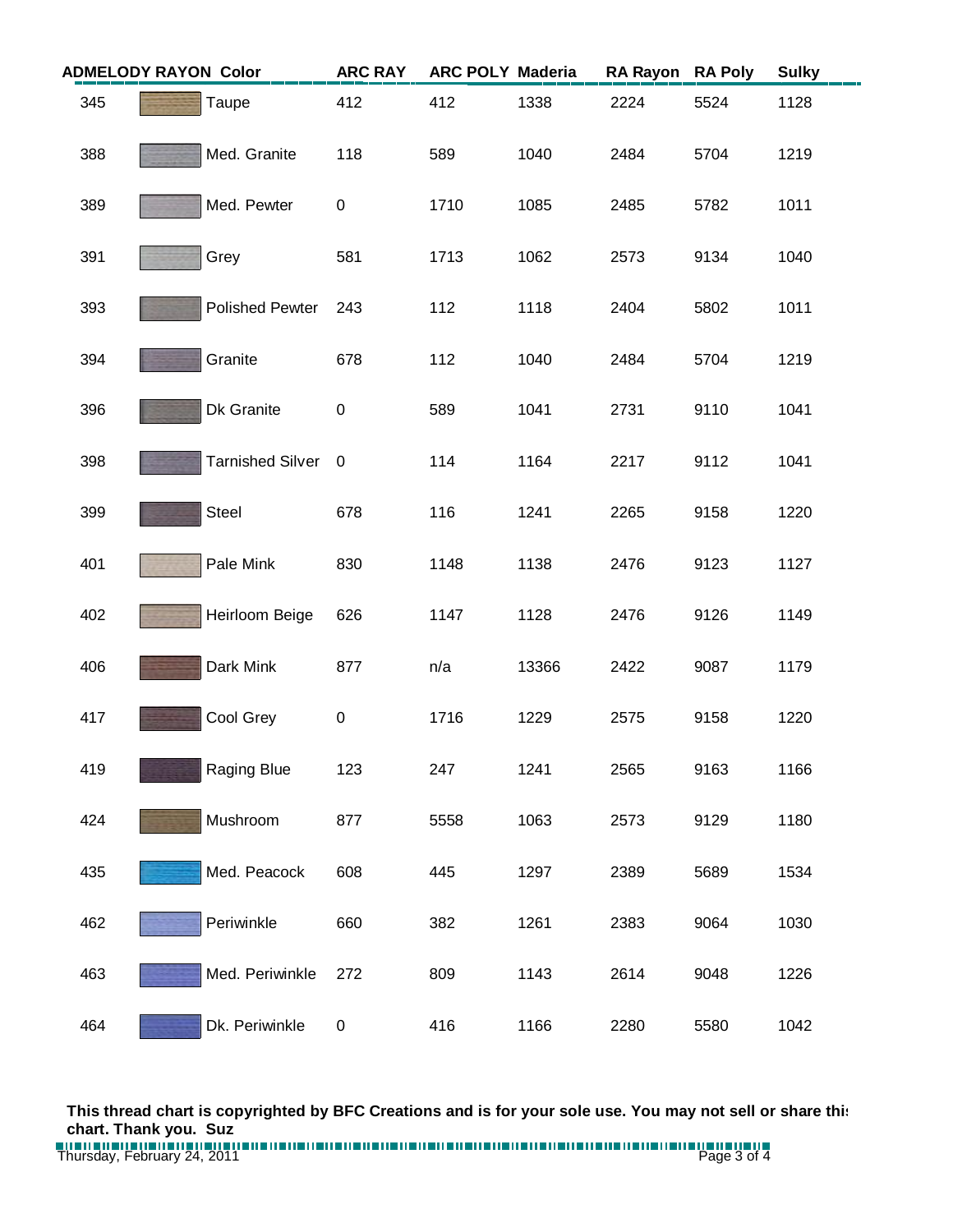| ADMELODY RAYON | Color | ARC RAY | ARC POLY | Maderia | RA Rayon | RA Poly | Sulky |
|---|---|---|---|---|---|---|---|
| 345 | Taupe | 412 | 412 | 1338 | 2224 | 5524 | 1128 |
| 388 | Med. Granite | 118 | 589 | 1040 | 2484 | 5704 | 1219 |
| 389 | Med. Pewter | 0 | 1710 | 1085 | 2485 | 5782 | 1011 |
| 391 | Grey | 581 | 1713 | 1062 | 2573 | 9134 | 1040 |
| 393 | Polished Pewter | 243 | 112 | 1118 | 2404 | 5802 | 1011 |
| 394 | Granite | 678 | 112 | 1040 | 2484 | 5704 | 1219 |
| 396 | Dk Granite | 0 | 589 | 1041 | 2731 | 9110 | 1041 |
| 398 | Tarnished Silver | 0 | 114 | 1164 | 2217 | 9112 | 1041 |
| 399 | Steel | 678 | 116 | 1241 | 2265 | 9158 | 1220 |
| 401 | Pale Mink | 830 | 1148 | 1138 | 2476 | 9123 | 1127 |
| 402 | Heirloom Beige | 626 | 1147 | 1128 | 2476 | 9126 | 1149 |
| 406 | Dark Mink | 877 | n/a | 13366 | 2422 | 9087 | 1179 |
| 417 | Cool Grey | 0 | 1716 | 1229 | 2575 | 9158 | 1220 |
| 419 | Raging Blue | 123 | 247 | 1241 | 2565 | 9163 | 1166 |
| 424 | Mushroom | 877 | 5558 | 1063 | 2573 | 9129 | 1180 |
| 435 | Med. Peacock | 608 | 445 | 1297 | 2389 | 5689 | 1534 |
| 462 | Periwinkle | 660 | 382 | 1261 | 2383 | 9064 | 1030 |
| 463 | Med. Periwinkle | 272 | 809 | 1143 | 2614 | 9048 | 1226 |
| 464 | Dk. Periwinkle | 0 | 416 | 1166 | 2280 | 5580 | 1042 |

**This thread chart is copyrighted by BFC Creations and is for your sole use. You may not sell or share this chart. Thank you. Suz**

Thursday, February 24, 2011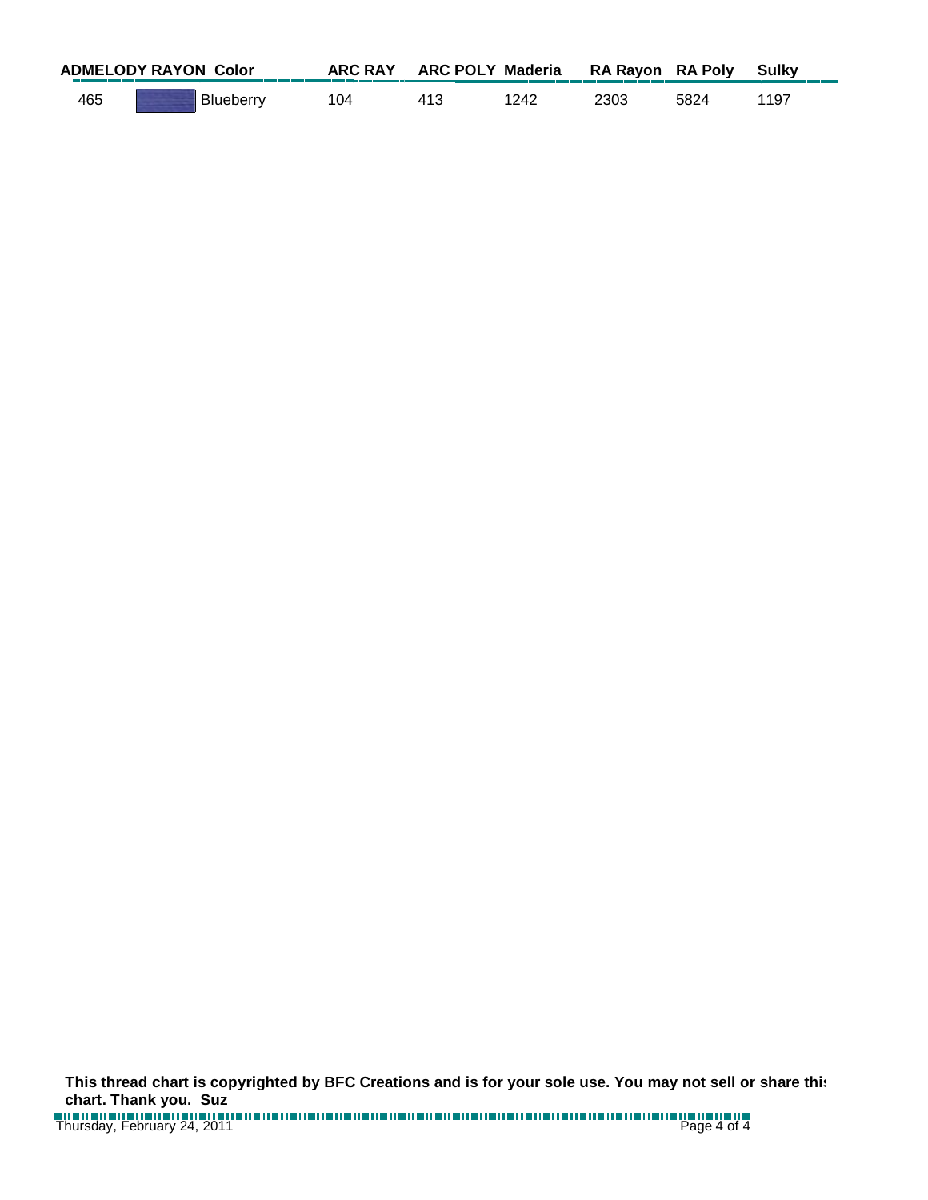| ADMELODY RAYON | Color | | ARC RAY | ARC POLY | Maderia | RA Rayon | RA Poly | Sulky |
|---|---|---|---|---|---|---|---|---|
| 465 | | Blueberry | 104 | 413 | 1242 | 2303 | 5824 | 1197 |

**This thread chart is copyrighted by BFC Creations and is for your sole use. You may not sell or share this chart. Thank you. Suz**

Thursday, February 24, 2011